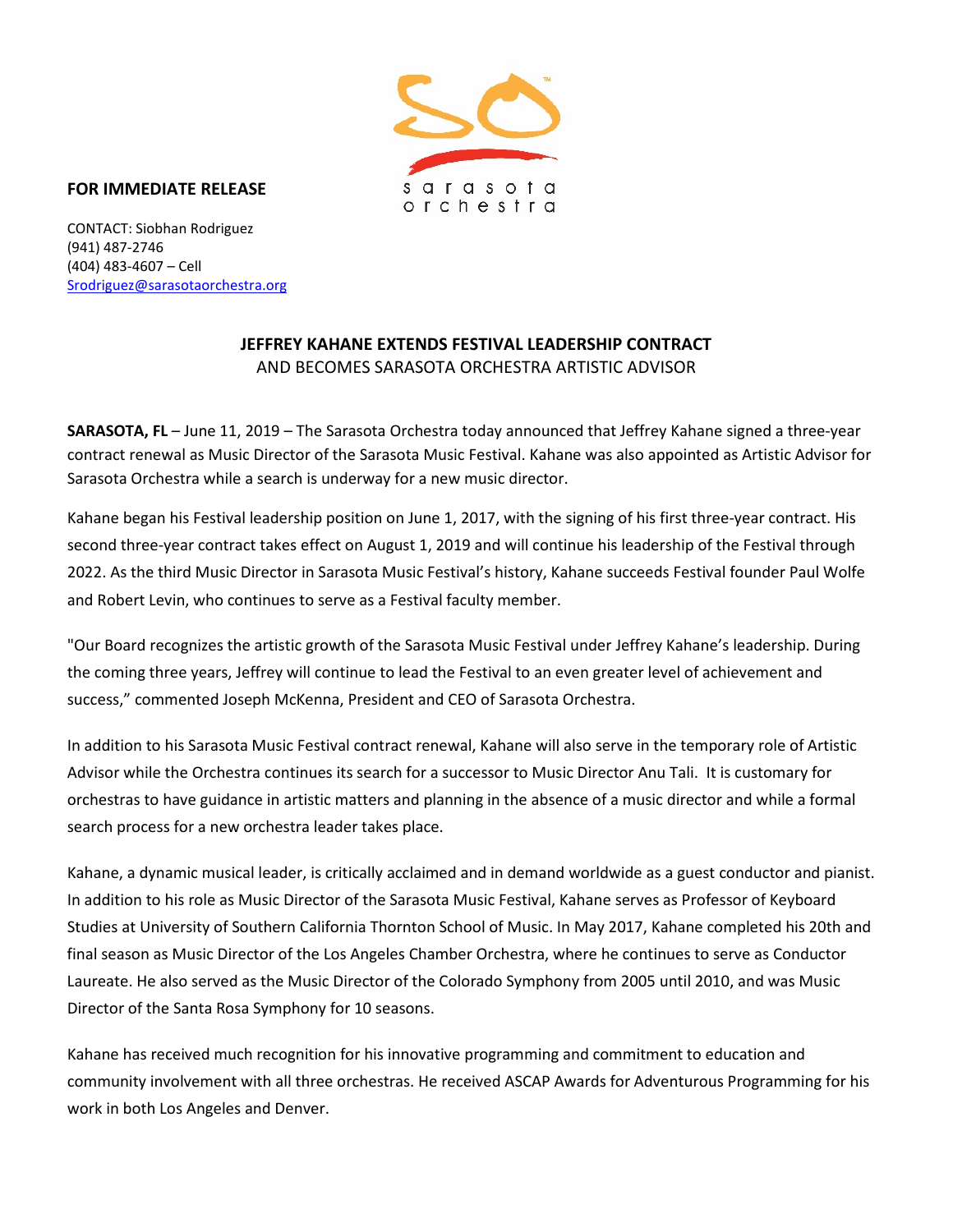**FOR IMMEDIATE RELEASE**

CONTACT: Siobhan Rodriguez
(941) 487-2746
(404) 483-4607 – Cell
Srodriguez@sarasotaorchestra.org

**JEFFREY KAHANE EXTENDS FESTIVAL LEADERSHIP CONTRACT**
AND BECOMES SARASOTA ORCHESTRA ARTISTIC ADVISOR

**SARASOTA, FL** – June 11, 2019 – The Sarasota Orchestra today announced that Jeffrey Kahane signed a three-year contract renewal as Music Director of the Sarasota Music Festival. Kahane was also appointed as Artistic Advisor for Sarasota Orchestra while a search is underway for a new music director.

Kahane began his Festival leadership position on June 1, 2017, with the signing of his first three-year contract. His second three-year contract takes effect on August 1, 2019 and will continue his leadership of the Festival through 2022. As the third Music Director in Sarasota Music Festival's history, Kahane succeeds Festival founder Paul Wolfe and Robert Levin, who continues to serve as a Festival faculty member.

"Our Board recognizes the artistic growth of the Sarasota Music Festival under Jeffrey Kahane's leadership. During the coming three years, Jeffrey will continue to lead the Festival to an even greater level of achievement and success," commented Joseph McKenna, President and CEO of Sarasota Orchestra.

In addition to his Sarasota Music Festival contract renewal, Kahane will also serve in the temporary role of Artistic Advisor while the Orchestra continues its search for a successor to Music Director Anu Tali. It is customary for orchestras to have guidance in artistic matters and planning in the absence of a music director and while a formal search process for a new orchestra leader takes place.

Kahane, a dynamic musical leader, is critically acclaimed and in demand worldwide as a guest conductor and pianist. In addition to his role as Music Director of the Sarasota Music Festival, Kahane serves as Professor of Keyboard Studies at University of Southern California Thornton School of Music. In May 2017, Kahane completed his 20th and final season as Music Director of the Los Angeles Chamber Orchestra, where he continues to serve as Conductor Laureate. He also served as the Music Director of the Colorado Symphony from 2005 until 2010, and was Music Director of the Santa Rosa Symphony for 10 seasons.

Kahane has received much recognition for his innovative programming and commitment to education and community involvement with all three orchestras. He received ASCAP Awards for Adventurous Programming for his work in both Los Angeles and Denver.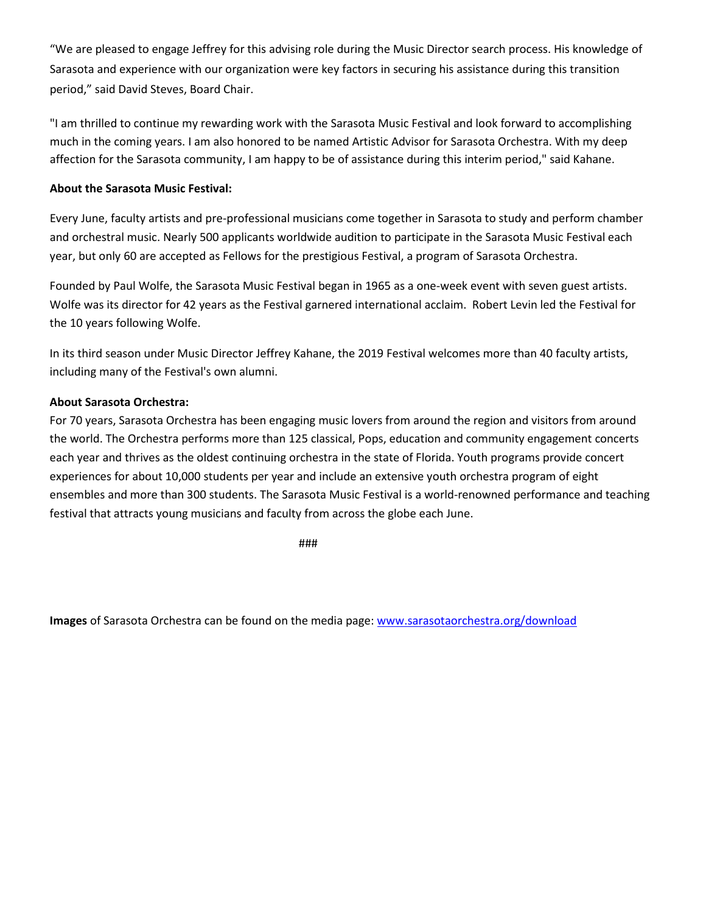"We are pleased to engage Jeffrey for this advising role during the Music Director search process. His knowledge of Sarasota and experience with our organization were key factors in securing his assistance during this transition period," said David Steves, Board Chair.

"I am thrilled to continue my rewarding work with the Sarasota Music Festival and look forward to accomplishing much in the coming years. I am also honored to be named Artistic Advisor for Sarasota Orchestra. With my deep affection for the Sarasota community, I am happy to be of assistance during this interim period," said Kahane.

**About the Sarasota Music Festival:**

Every June, faculty artists and pre-professional musicians come together in Sarasota to study and perform chamber and orchestral music. Nearly 500 applicants worldwide audition to participate in the Sarasota Music Festival each year, but only 60 are accepted as Fellows for the prestigious Festival, a program of Sarasota Orchestra.

Founded by Paul Wolfe, the Sarasota Music Festival began in 1965 as a one-week event with seven guest artists. Wolfe was its director for 42 years as the Festival garnered international acclaim. Robert Levin led the Festival for the 10 years following Wolfe.

In its third season under Music Director Jeffrey Kahane, the 2019 Festival welcomes more than 40 faculty artists, including many of the Festival's own alumni.

**About Sarasota Orchestra:**

For 70 years, Sarasota Orchestra has been engaging music lovers from around the region and visitors from around the world. The Orchestra performs more than 125 classical, Pops, education and community engagement concerts each year and thrives as the oldest continuing orchestra in the state of Florida. Youth programs provide concert experiences for about 10,000 students per year and include an extensive youth orchestra program of eight ensembles and more than 300 students. The Sarasota Music Festival is a world-renowned performance and teaching festival that attracts young musicians and faculty from across the globe each June.

###

**Images** of Sarasota Orchestra can be found on the media page: [www.sarasotaorchestra.org/download](http://www.sarasotaorchestra.org/download)